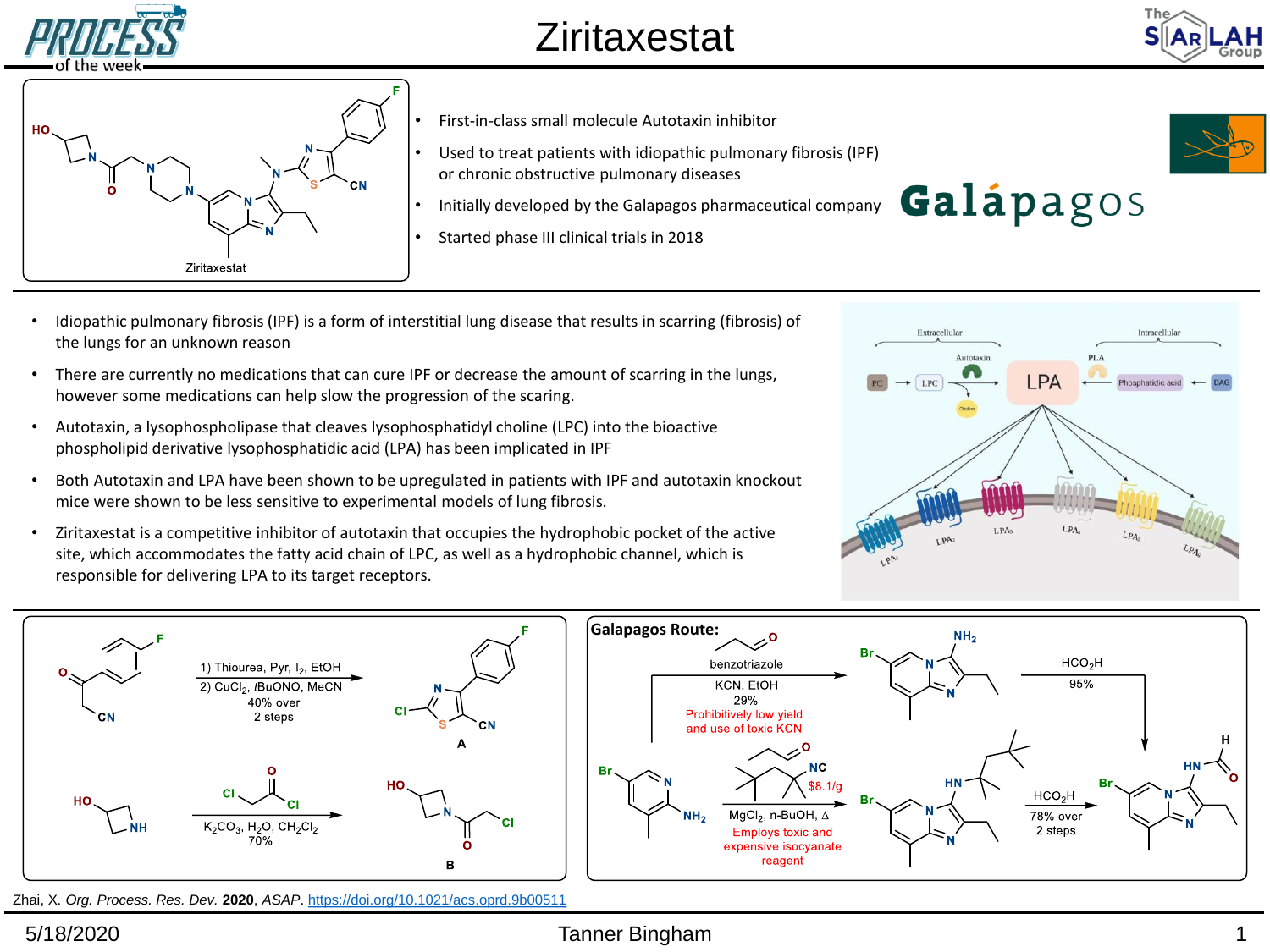# Ziritaxestat

- First-in-class small molecule Autotaxin inhibitor
- Used to treat patients with idiopathic pulmonary fibrosis (IPF) or chronic obstructive pulmonary diseases
- Initially developed by the Galapagos pharmaceutical company
- Started phase III clinical trials in 2018

Ziritaxestat

- Idiopathic pulmonary fibrosis (IPF) is a form of interstitial lung disease that results in scarring (fibrosis) of the lungs for an unknown reason
- There are currently no medications that can cure IPF or decrease the amount of scarring in the lungs, however some medications can help slow the progression of the scaring.
- Autotaxin, a lysophospholipase that cleaves lysophosphatidyl choline (LPC) into the bioactive phospholipid derivative lysophosphatidic acid (LPA) has been implicated in IPF
- Both Autotaxin and LPA have been shown to be upregulated in patients with IPF and autotaxin knockout mice were shown to be less sensitive to experimental models of lung fibrosis.
- Ziritaxestat is a competitive inhibitor of autotaxin that occupies the hydrophobic pocket of the active site, which accommodates the fatty acid chain of LPC, as well as a hydrophobic channel, which is responsible for delivering LPA to its target receptors.

1) Thiourea, Pyr, $I_2$, EtOH
2) $CuCl_2$, *t*BuONO, MeCN
40% over 2 steps → **A**

$K_2CO_3$, $H_2O$, $CH_2Cl_2$
70% → **B**

**Galapagos Route:**

benzotriazole, KCN, EtOH
29%
Prohibitively low yield and use of toxic KCN

$HCO_2H$
95%

$8.1/g
$MgCl_2$, n-BuOH, Δ
Employs toxic and expensive isocyanate reagent

$HCO_2H$
78% over 2 steps

Zhai, X. *Org. Process. Res. Dev.* **2020**, *ASAP*. https://doi.org/10.1021/acs.oprd.9b00511

5/18/2020 Tanner Bingham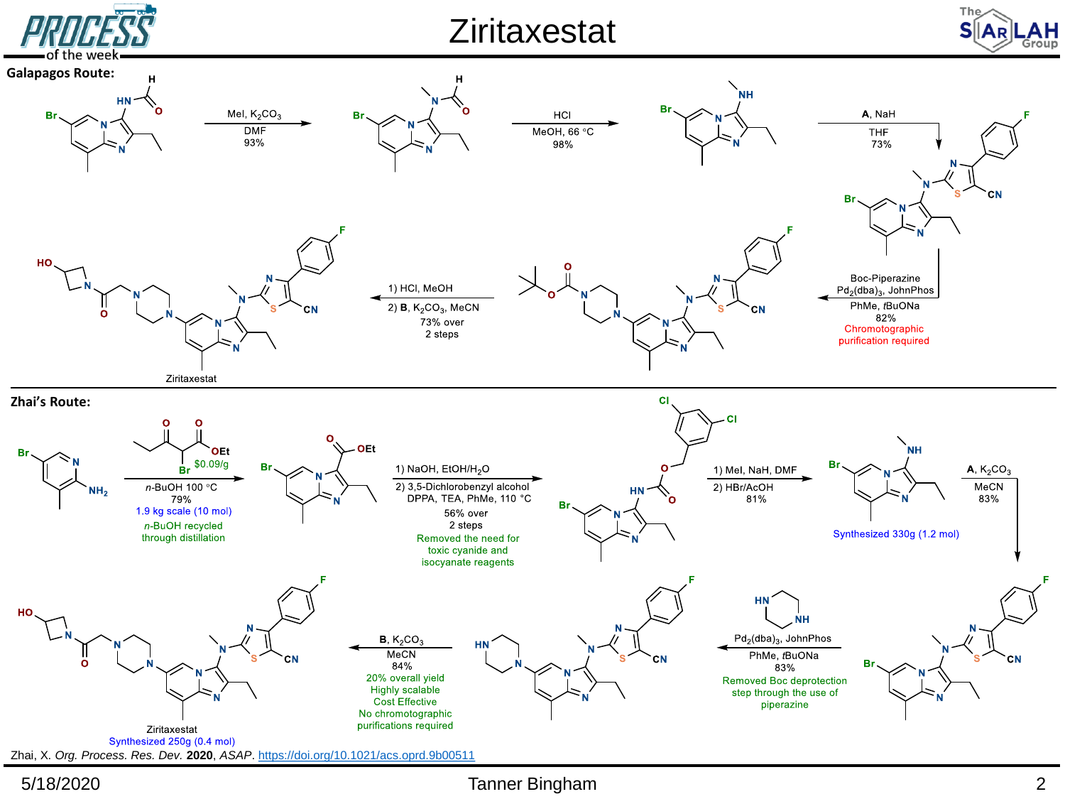# Ziritaxestat

## Galapagos Route:

MeI, $K_2CO_3$
DMF
93%

HCl
MeOH, 66 °C
98%

**A**, NaH
THF
73%

Boc-Piperazine
$Pd_2(dba)_3$, JohnPhos
PhMe, *t*BuONa
82%
Chromotographic purification required

1) HCl, MeOH
2) **B**, $K_2CO_3$, MeCN
73% over
2 steps

Ziritaxestat

## Zhai's Route:

$0.09/g
*n*-BuOH 100 °C
79%
1.9 kg scale (10 mol)
*n*-BuOH recycled through distillation

1) NaOH, EtOH/$H_2O$
2) 3,5-Dichlorobenzyl alcohol
DPPA, TEA, PhMe, 110 °C
56% over
2 steps
Removed the need for toxic cyanide and isocyanate reagents

1) MeI, NaH, DMF
2) HBr/AcOH
81%

Synthesized 330g (1.2 mol)

**A**, $K_2CO_3$
MeCN
83%

$Pd_2(dba)_3$, JohnPhos
PhMe, *t*BuONa
83%
Removed Boc deprotection step through the use of piperazine

**B**, $K_2CO_3$
MeCN
84%
20% overall yield
Highly scalable
Cost Effective
No chromotographic purifications required

Ziritaxestat
Synthesized 250g (0.4 mol)

Zhai, X. *Org. Process. Res. Dev.* **2020**, ASAP. https://doi.org/10.1021/acs.oprd.9b00511

5/18/2020 Tanner Bingham